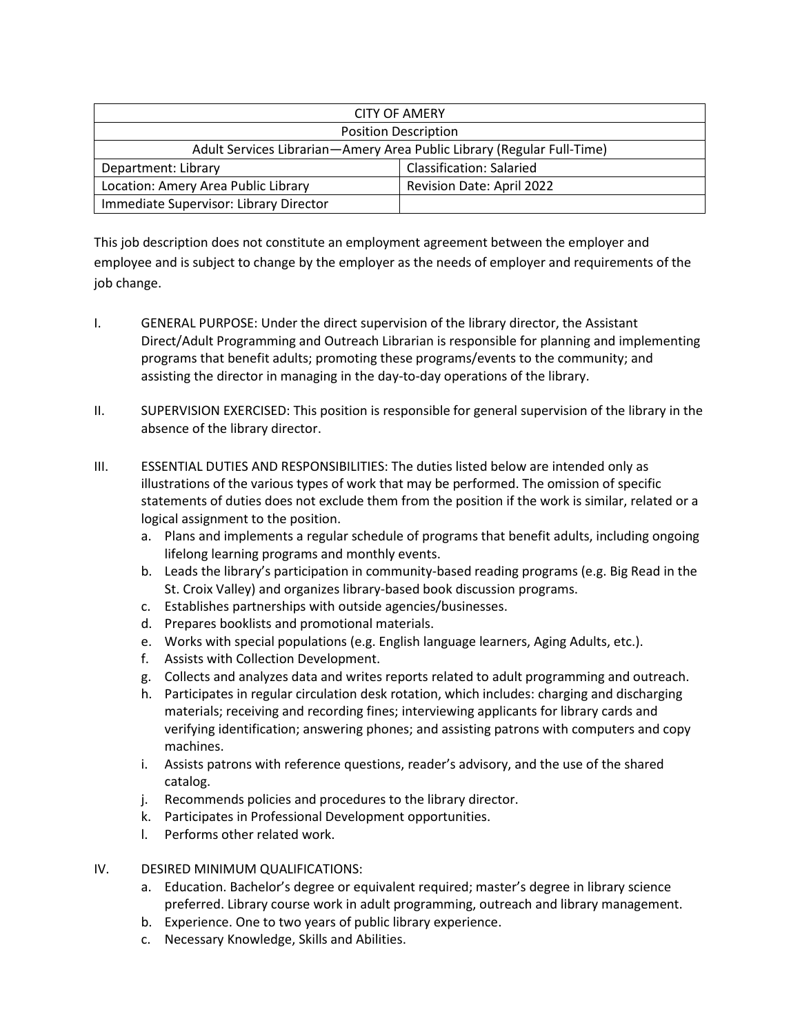| CITY OF AMERY | |
|---|---|
| Position Description | |
| Adult Services Librarian—Amery Area Public Library (Regular Full-Time) | |
| Department: Library | Classification: Salaried |
| Location: Amery Area Public Library | Revision Date: April 2022 |
| Immediate Supervisor: Library Director | |

This job description does not constitute an employment agreement between the employer and employee and is subject to change by the employer as the needs of employer and requirements of the job change.

I. GENERAL PURPOSE: Under the direct supervision of the library director, the Assistant Direct/Adult Programming and Outreach Librarian is responsible for planning and implementing programs that benefit adults; promoting these programs/events to the community; and assisting the director in managing in the day-to-day operations of the library.

II. SUPERVISION EXERCISED: This position is responsible for general supervision of the library in the absence of the library director.

III. ESSENTIAL DUTIES AND RESPONSIBILITIES: The duties listed below are intended only as illustrations of the various types of work that may be performed. The omission of specific statements of duties does not exclude them from the position if the work is similar, related or a logical assignment to the position.

   a. Plans and implements a regular schedule of programs that benefit adults, including ongoing lifelong learning programs and monthly events.
   b. Leads the library's participation in community-based reading programs (e.g. Big Read in the St. Croix Valley) and organizes library-based book discussion programs.
   c. Establishes partnerships with outside agencies/businesses.
   d. Prepares booklists and promotional materials.
   e. Works with special populations (e.g. English language learners, Aging Adults, etc.).
   f. Assists with Collection Development.
   g. Collects and analyzes data and writes reports related to adult programming and outreach.
   h. Participates in regular circulation desk rotation, which includes: charging and discharging materials; receiving and recording fines; interviewing applicants for library cards and verifying identification; answering phones; and assisting patrons with computers and copy machines.
   i. Assists patrons with reference questions, reader's advisory, and the use of the shared catalog.
   j. Recommends policies and procedures to the library director.
   k. Participates in Professional Development opportunities.
   l. Performs other related work.

IV. DESIRED MINIMUM QUALIFICATIONS:

   a. Education. Bachelor's degree or equivalent required; master's degree in library science preferred. Library course work in adult programming, outreach and library management.
   b. Experience. One to two years of public library experience.
   c. Necessary Knowledge, Skills and Abilities.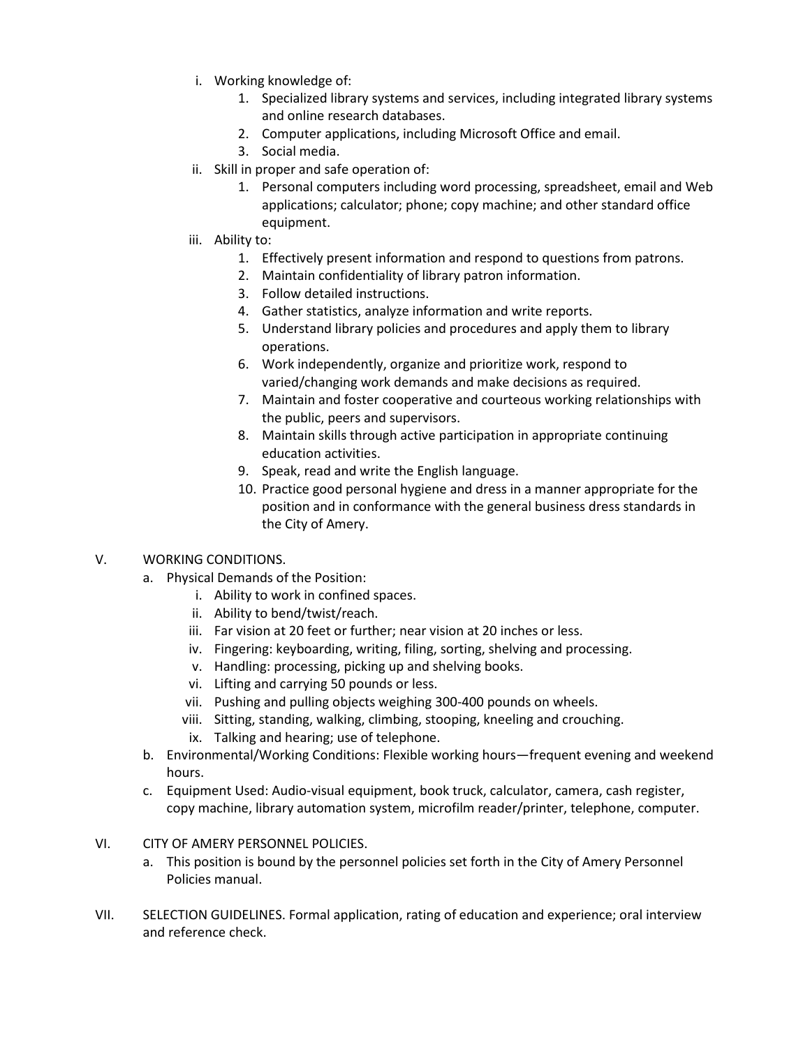i. Working knowledge of:
   1. Specialized library systems and services, including integrated library systems and online research databases.
   2. Computer applications, including Microsoft Office and email.
   3. Social media.

ii. Skill in proper and safe operation of:
   1. Personal computers including word processing, spreadsheet, email and Web applications; calculator; phone; copy machine; and other standard office equipment.

iii. Ability to:
   1. Effectively present information and respond to questions from patrons.
   2. Maintain confidentiality of library patron information.
   3. Follow detailed instructions.
   4. Gather statistics, analyze information and write reports.
   5. Understand library policies and procedures and apply them to library operations.
   6. Work independently, organize and prioritize work, respond to varied/changing work demands and make decisions as required.
   7. Maintain and foster cooperative and courteous working relationships with the public, peers and supervisors.
   8. Maintain skills through active participation in appropriate continuing education activities.
   9. Speak, read and write the English language.
   10. Practice good personal hygiene and dress in a manner appropriate for the position and in conformance with the general business dress standards in the City of Amery.

V. WORKING CONDITIONS.

a. Physical Demands of the Position:
   i. Ability to work in confined spaces.
   ii. Ability to bend/twist/reach.
   iii. Far vision at 20 feet or further; near vision at 20 inches or less.
   iv. Fingering: keyboarding, writing, filing, sorting, shelving and processing.
   v. Handling: processing, picking up and shelving books.
   vi. Lifting and carrying 50 pounds or less.
   vii. Pushing and pulling objects weighing 300-400 pounds on wheels.
   viii. Sitting, standing, walking, climbing, stooping, kneeling and crouching.
   ix. Talking and hearing; use of telephone.

b. Environmental/Working Conditions: Flexible working hours—frequent evening and weekend hours.

c. Equipment Used: Audio-visual equipment, book truck, calculator, camera, cash register, copy machine, library automation system, microfilm reader/printer, telephone, computer.

VI. CITY OF AMERY PERSONNEL POLICIES.

a. This position is bound by the personnel policies set forth in the City of Amery Personnel Policies manual.

VII. SELECTION GUIDELINES. Formal application, rating of education and experience; oral interview and reference check.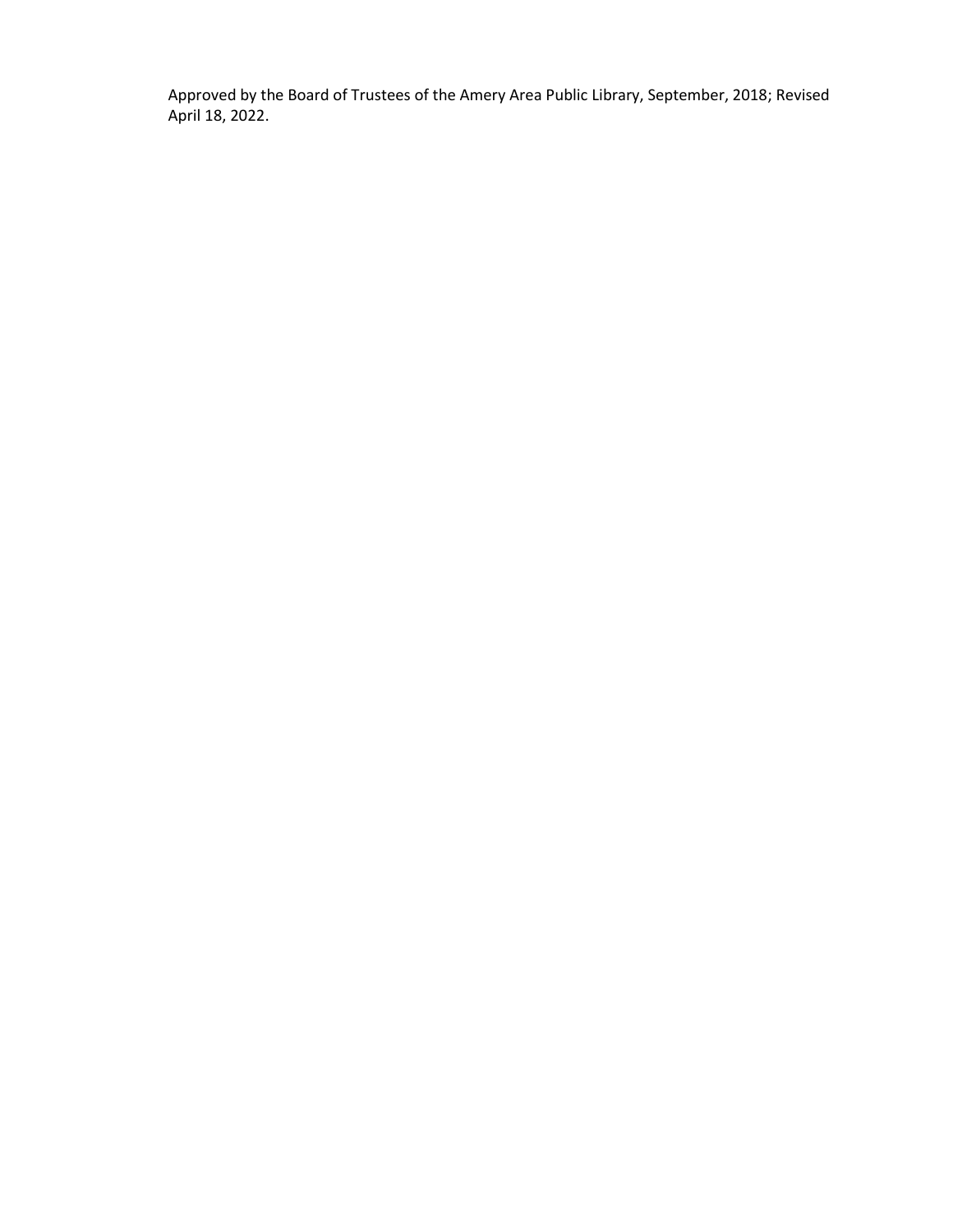Approved by the Board of Trustees of the Amery Area Public Library, September, 2018; Revised April 18, 2022.